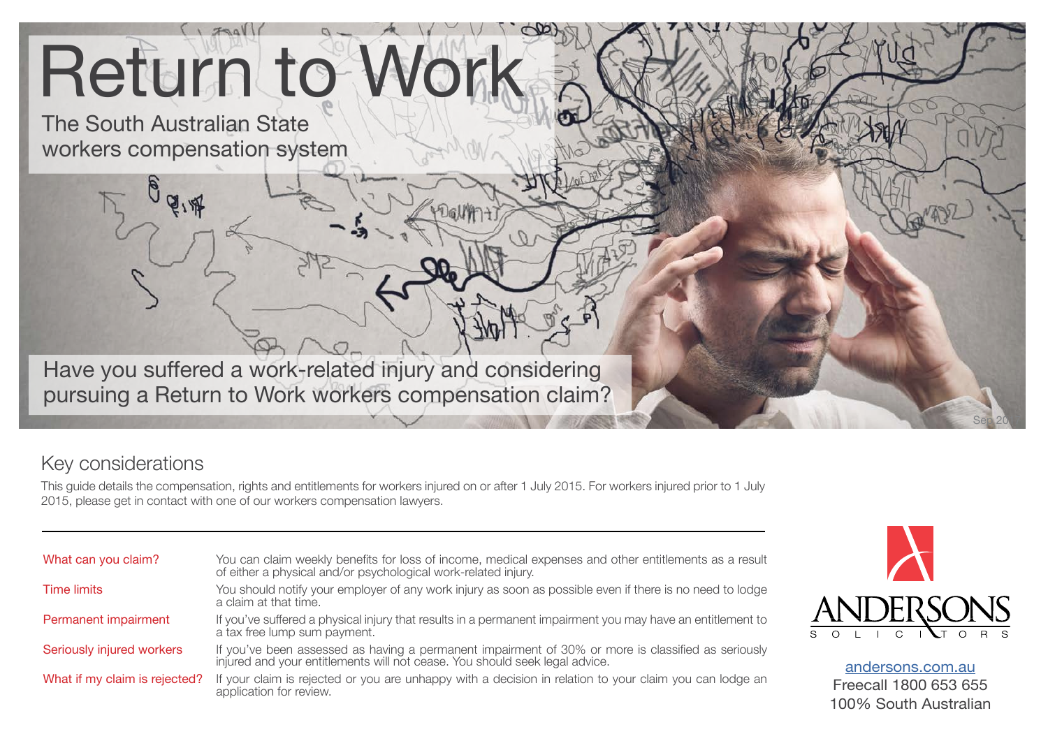# Return to Work

The South Australian State workers compensation system

Have you suffered a work-related injury and considering pursuing a Return to Work workers compensation claim?

## Key considerations

This guide details the compensation, rights and entitlements for workers injured on or after 1 July 2015. For workers injured prior to 1 July 2015, please get in contact with one of our workers compensation lawyers.

| | |
|---|---|
| What can you claim? | You can claim weekly benefits for loss of income, medical expenses and other entitlements as a result of either a physical and/or psychological work-related injury. |
| Time limits | You should notify your employer of any work injury as soon as possible even if there is no need to lodge a claim at that time. |
| Permanent impairment | If you've suffered a physical injury that results in a permanent impairment you may have an entitlement to a tax free lump sum payment. |
| Seriously injured workers | If you've been assessed as having a permanent impairment of 30% or more is classified as seriously injured and your entitlements will not cease. You should seek legal advice. |
| What if my claim is rejected? | If your claim is rejected or you are unhappy with a decision in relation to your claim you can lodge an application for review. |

ANDERSONS SOLICITORS

andersons.com.au
Freecall 1800 653 655
100% South Australian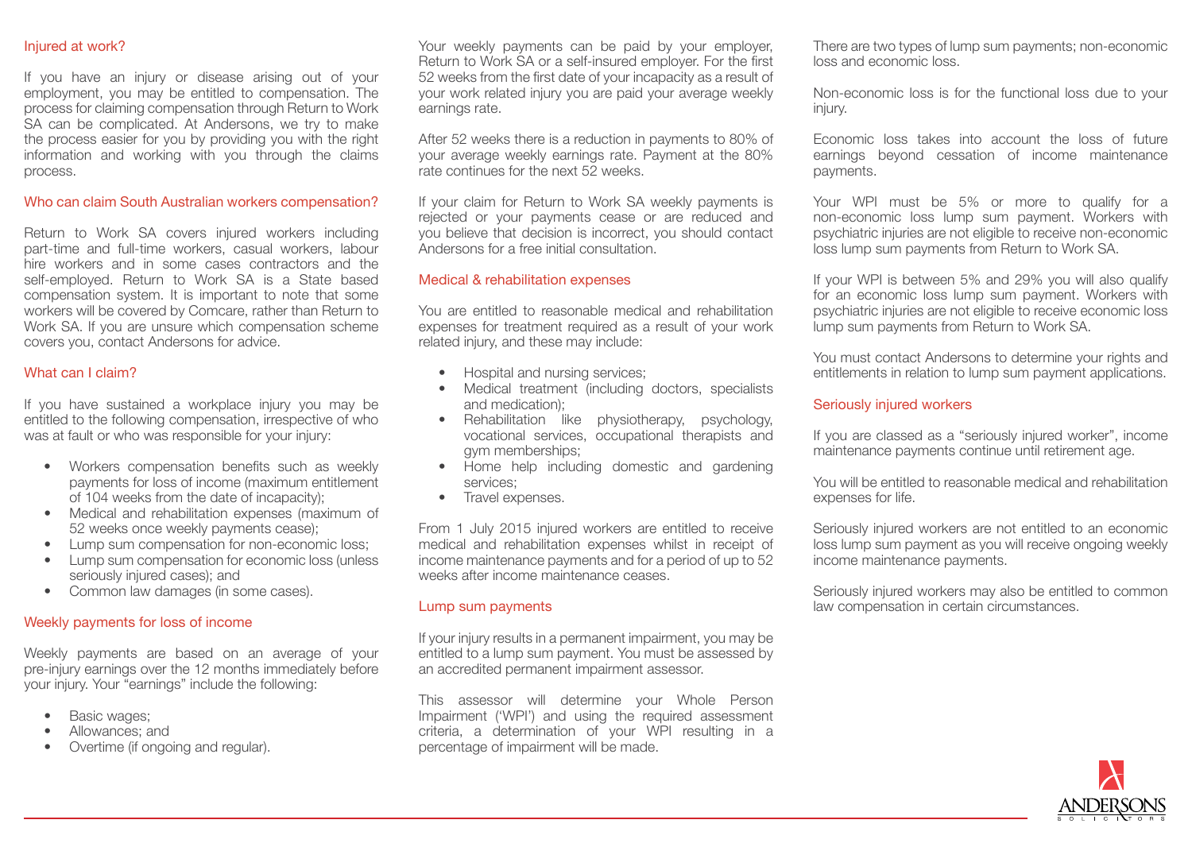## Injured at work?

If you have an injury or disease arising out of your employment, you may be entitled to compensation. The process for claiming compensation through Return to Work SA can be complicated. At Andersons, we try to make the process easier for you by providing you with the right information and working with you through the claims process.

## Who can claim South Australian workers compensation?

Return to Work SA covers injured workers including part-time and full-time workers, casual workers, labour hire workers and in some cases contractors and the self-employed. Return to Work SA is a State based compensation system. It is important to note that some workers will be covered by Comcare, rather than Return to Work SA. If you are unsure which compensation scheme covers you, contact Andersons for advice.

## What can I claim?

If you have sustained a workplace injury you may be entitled to the following compensation, irrespective of who was at fault or who was responsible for your injury:

- Workers compensation benefits such as weekly payments for loss of income (maximum entitlement of 104 weeks from the date of incapacity);
- Medical and rehabilitation expenses (maximum of 52 weeks once weekly payments cease);
- Lump sum compensation for non-economic loss;
- Lump sum compensation for economic loss (unless seriously injured cases); and
- Common law damages (in some cases).

## Weekly payments for loss of income

Weekly payments are based on an average of your pre-injury earnings over the 12 months immediately before your injury. Your "earnings" include the following:

- Basic wages;
- Allowances; and
- Overtime (if ongoing and regular).

Your weekly payments can be paid by your employer, Return to Work SA or a self-insured employer. For the first 52 weeks from the first date of your incapacity as a result of your work related injury you are paid your average weekly earnings rate.

After 52 weeks there is a reduction in payments to 80% of your average weekly earnings rate. Payment at the 80% rate continues for the next 52 weeks.

If your claim for Return to Work SA weekly payments is rejected or your payments cease or are reduced and you believe that decision is incorrect, you should contact Andersons for a free initial consultation.

## Medical & rehabilitation expenses

You are entitled to reasonable medical and rehabilitation expenses for treatment required as a result of your work related injury, and these may include:

- Hospital and nursing services;
- Medical treatment (including doctors, specialists and medication);
- Rehabilitation like physiotherapy, psychology, vocational services, occupational therapists and gym memberships;
- Home help including domestic and gardening services;
- Travel expenses.

From 1 July 2015 injured workers are entitled to receive medical and rehabilitation expenses whilst in receipt of income maintenance payments and for a period of up to 52 weeks after income maintenance ceases.

## Lump sum payments

If your injury results in a permanent impairment, you may be entitled to a lump sum payment. You must be assessed by an accredited permanent impairment assessor.

This assessor will determine your Whole Person Impairment ('WPI') and using the required assessment criteria, a determination of your WPI resulting in a percentage of impairment will be made.

There are two types of lump sum payments; non-economic loss and economic loss.

Non-economic loss is for the functional loss due to your injury.

Economic loss takes into account the loss of future earnings beyond cessation of income maintenance payments.

Your WPI must be 5% or more to qualify for a non-economic loss lump sum payment. Workers with psychiatric injuries are not eligible to receive non-economic loss lump sum payments from Return to Work SA.

If your WPI is between 5% and 29% you will also qualify for an economic loss lump sum payment. Workers with psychiatric injuries are not eligible to receive economic loss lump sum payments from Return to Work SA.

You must contact Andersons to determine your rights and entitlements in relation to lump sum payment applications.

## Seriously injured workers

If you are classed as a "seriously injured worker", income maintenance payments continue until retirement age.

You will be entitled to reasonable medical and rehabilitation expenses for life.

Seriously injured workers are not entitled to an economic loss lump sum payment as you will receive ongoing weekly income maintenance payments.

Seriously injured workers may also be entitled to common law compensation in certain circumstances.

ANDERSONS SOLICITORS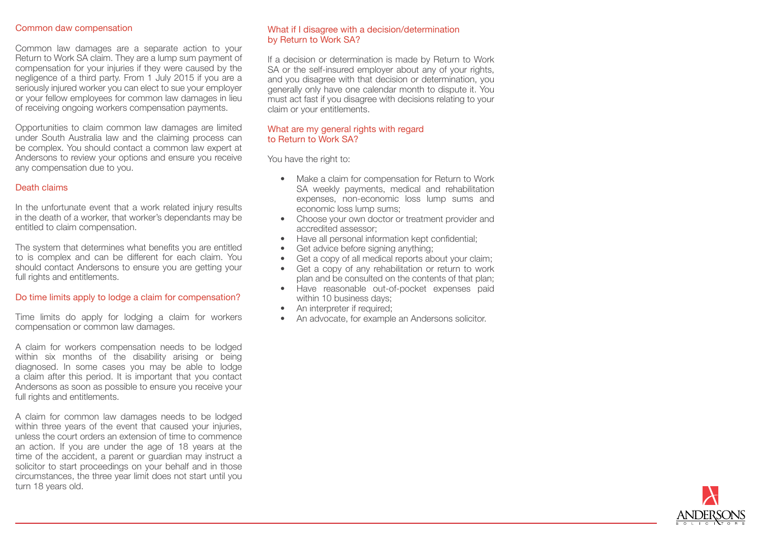## Common daw compensation

Common law damages are a separate action to your Return to Work SA claim. They are a lump sum payment of compensation for your injuries if they were caused by the negligence of a third party. From 1 July 2015 if you are a seriously injured worker you can elect to sue your employer or your fellow employees for common law damages in lieu of receiving ongoing workers compensation payments.

Opportunities to claim common law damages are limited under South Australia law and the claiming process can be complex. You should contact a common law expert at Andersons to review your options and ensure you receive any compensation due to you.

## Death claims

In the unfortunate event that a work related injury results in the death of a worker, that worker's dependants may be entitled to claim compensation.

The system that determines what benefits you are entitled to is complex and can be different for each claim. You should contact Andersons to ensure you are getting your full rights and entitlements.

## Do time limits apply to lodge a claim for compensation?

Time limits do apply for lodging a claim for workers compensation or common law damages.

A claim for workers compensation needs to be lodged within six months of the disability arising or being diagnosed. In some cases you may be able to lodge a claim after this period. It is important that you contact Andersons as soon as possible to ensure you receive your full rights and entitlements.

A claim for common law damages needs to be lodged within three years of the event that caused your injuries, unless the court orders an extension of time to commence an action. If you are under the age of 18 years at the time of the accident, a parent or guardian may instruct a solicitor to start proceedings on your behalf and in those circumstances, the three year limit does not start until you turn 18 years old.

## What if I disagree with a decision/determination by Return to Work SA?

If a decision or determination is made by Return to Work SA or the self-insured employer about any of your rights, and you disagree with that decision or determination, you generally only have one calendar month to dispute it. You must act fast if you disagree with decisions relating to your claim or your entitlements.

## What are my general rights with regard to Return to Work SA?

You have the right to:

- Make a claim for compensation for Return to Work SA weekly payments, medical and rehabilitation expenses, non-economic loss lump sums and economic loss lump sums;
- Choose your own doctor or treatment provider and accredited assessor;
- Have all personal information kept confidential;
- Get advice before signing anything;
- Get a copy of all medical reports about your claim;
- Get a copy of any rehabilitation or return to work plan and be consulted on the contents of that plan;
- Have reasonable out-of-pocket expenses paid within 10 business days;
- An interpreter if required;
- An advocate, for example an Andersons solicitor.

ANDERSONS SOLICITORS